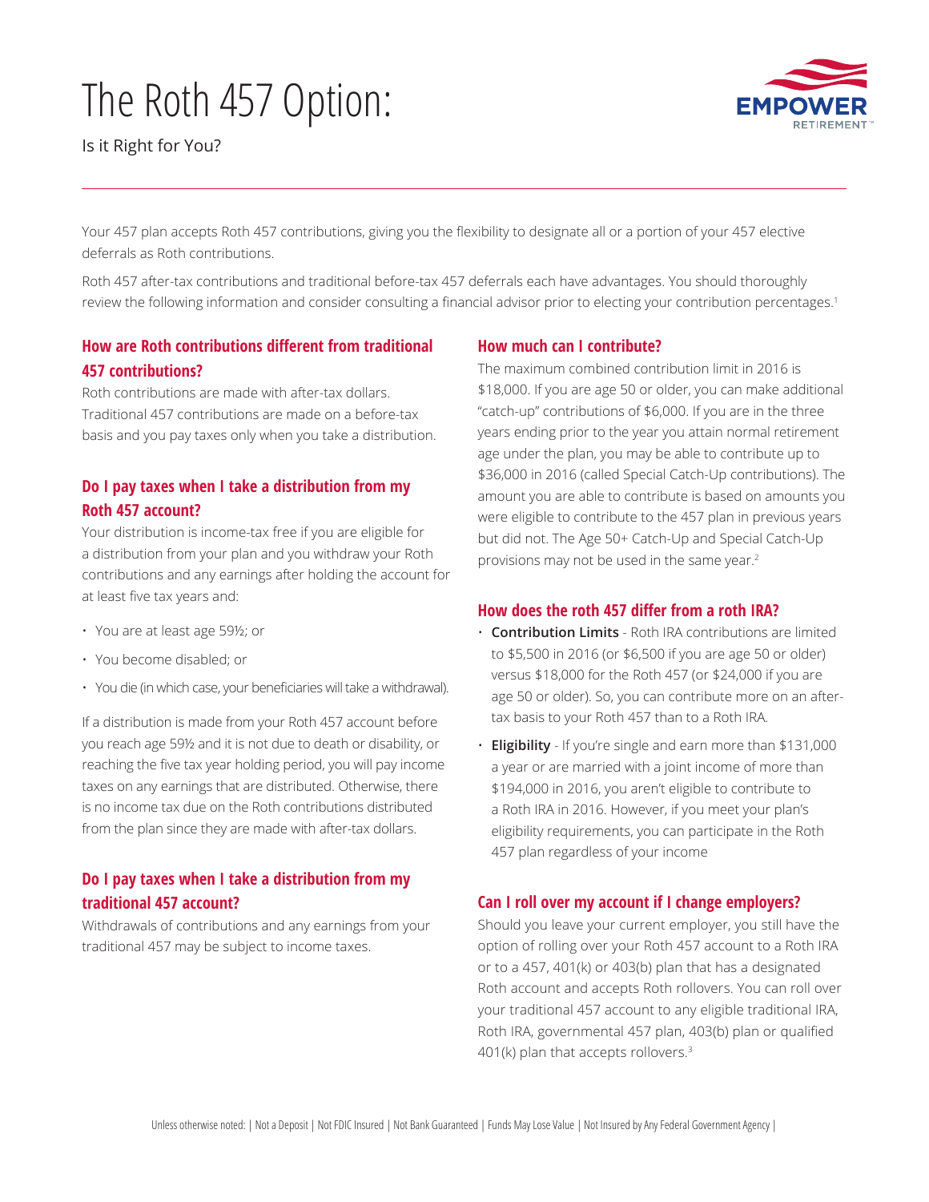# The Roth 457 Option:

Is it Right for You?

Your 457 plan accepts Roth 457 contributions, giving you the flexibility to designate all or a portion of your 457 elective deferrals as Roth contributions.

Roth 457 after-tax contributions and traditional before-tax 457 deferrals each have advantages. You should thoroughly review the following information and consider consulting a financial advisor prior to electing your contribution percentages.[1]

## How are Roth contributions different from traditional 457 contributions?

Roth contributions are made with after-tax dollars. Traditional 457 contributions are made on a before-tax basis and you pay taxes only when you take a distribution.

## Do I pay taxes when I take a distribution from my Roth 457 account?

Your distribution is income-tax free if you are eligible for a distribution from your plan and you withdraw your Roth contributions and any earnings after holding the account for at least five tax years and:

- You are at least age 59½; or
- You become disabled; or
- You die (in which case, your beneficiaries will take a withdrawal).

If a distribution is made from your Roth 457 account before you reach age 59½ and it is not due to death or disability, or reaching the five tax year holding period, you will pay income taxes on any earnings that are distributed. Otherwise, there is no income tax due on the Roth contributions distributed from the plan since they are made with after-tax dollars.

## Do I pay taxes when I take a distribution from my traditional 457 account?

Withdrawals of contributions and any earnings from your traditional 457 may be subject to income taxes.

## How much can I contribute?

The maximum combined contribution limit in 2016 is $18,000. If you are age 50 or older, you can make additional "catch-up" contributions of $6,000. If you are in the three years ending prior to the year you attain normal retirement age under the plan, you may be able to contribute up to $36,000 in 2016 (called Special Catch-Up contributions). The amount you are able to contribute is based on amounts you were eligible to contribute to the 457 plan in previous years but did not. The Age 50+ Catch-Up and Special Catch-Up provisions may not be used in the same year.[2]

## How does the roth 457 differ from a roth IRA?

- **Contribution Limits** - Roth IRA contributions are limited to $5,500 in 2016 (or $6,500 if you are age 50 or older) versus $18,000 for the Roth 457 (or $24,000 if you are age 50 or older). So, you can contribute more on an after-tax basis to your Roth 457 than to a Roth IRA.
- **Eligibility** - If you're single and earn more than $131,000 a year or are married with a joint income of more than $194,000 in 2016, you aren't eligible to contribute to a Roth IRA in 2016. However, if you meet your plan's eligibility requirements, you can participate in the Roth 457 plan regardless of your income

## Can I roll over my account if I change employers?

Should you leave your current employer, you still have the option of rolling over your Roth 457 account to a Roth IRA or to a 457, 401(k) or 403(b) plan that has a designated Roth account and accepts Roth rollovers. You can roll over your traditional 457 account to any eligible traditional IRA, Roth IRA, governmental 457 plan, 403(b) plan or qualified 401(k) plan that accepts rollovers.[3]

Unless otherwise noted: | Not a Deposit | Not FDIC Insured | Not Bank Guaranteed | Funds May Lose Value | Not Insured by Any Federal Government Agency |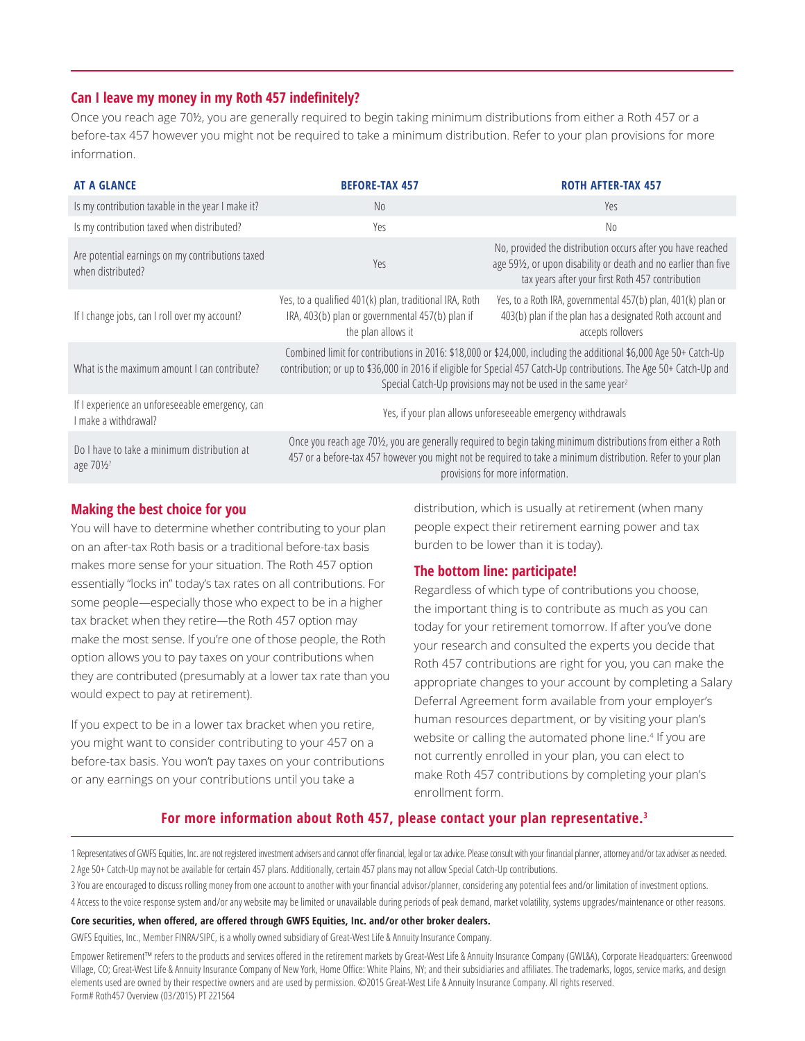## Can I leave my money in my Roth 457 indefinitely?

Once you reach age 70½, you are generally required to begin taking minimum distributions from either a Roth 457 or a before-tax 457 however you might not be required to take a minimum distribution. Refer to your plan provisions for more information.

| AT A GLANCE | BEFORE-TAX 457 | ROTH AFTER-TAX 457 |
|---|---|---|
| Is my contribution taxable in the year I make it? | No | Yes |
| Is my contribution taxed when distributed? | Yes | No |
| Are potential earnings on my contributions taxed when distributed? | Yes | No, provided the distribution occurs after you have reached age 59½, or upon disability or death and no earlier than five tax years after your first Roth 457 contribution |
| If I change jobs, can I roll over my account? | Yes, to a qualified 401(k) plan, traditional IRA, Roth IRA, 403(b) plan or governmental 457(b) plan if the plan allows it | Yes, to a Roth IRA, governmental 457(b) plan, 401(k) plan or 403(b) plan if the plan has a designated Roth account and accepts rollovers |
| What is the maximum amount I can contribute? | Combined limit for contributions in 2016: $18,000 or $24,000, including the additional $6,000 Age 50+ Catch-Up contribution; or up to $36,000 in 2016 if eligible for Special 457 Catch-Up contributions. The Age 50+ Catch-Up and Special Catch-Up provisions may not be used in the same year[2] | |
| If I experience an unforeseeable emergency, can I make a withdrawal? | Yes, if your plan allows unforeseeable emergency withdrawals | |
| Do I have to take a minimum distribution at age 70½? | Once you reach age 70½, you are generally required to begin taking minimum distributions from either a Roth 457 or a before-tax 457 however you might not be required to take a minimum distribution. Refer to your plan provisions for more information. | |

## Making the best choice for you

You will have to determine whether contributing to your plan on an after-tax Roth basis or a traditional before-tax basis makes more sense for your situation. The Roth 457 option essentially "locks in" today's tax rates on all contributions. For some people—especially those who expect to be in a higher tax bracket when they retire—the Roth 457 option may make the most sense. If you're one of those people, the Roth option allows you to pay taxes on your contributions when they are contributed (presumably at a lower tax rate than you would expect to pay at retirement).

If you expect to be in a lower tax bracket when you retire, you might want to consider contributing to your 457 on a before-tax basis. You won't pay taxes on your contributions or any earnings on your contributions until you take a distribution, which is usually at retirement (when many people expect their retirement earning power and tax burden to be lower than it is today).

## The bottom line: participate!

Regardless of which type of contributions you choose, the important thing is to contribute as much as you can today for your retirement tomorrow. If after you've done your research and consulted the experts you decide that Roth 457 contributions are right for you, you can make the appropriate changes to your account by completing a Salary Deferral Agreement form available from your employer's human resources department, or by visiting your plan's website or calling the automated phone line.[4] If you are not currently enrolled in your plan, you can elect to make Roth 457 contributions by completing your plan's enrollment form.

**For more information about Roth 457, please contact your plan representative.[3]**

1 Representatives of GWFS Equities, Inc. are not registered investment advisers and cannot offer financial, legal or tax advice. Please consult with your financial planner, attorney and/or tax adviser as needed.

2 Age 50+ Catch-Up may not be available for certain 457 plans. Additionally, certain 457 plans may not allow Special Catch-Up contributions.

3 You are encouraged to discuss rolling money from one account to another with your financial advisor/planner, considering any potential fees and/or limitation of investment options.

4 Access to the voice response system and/or any website may be limited or unavailable during periods of peak demand, market volatility, systems upgrades/maintenance or other reasons.

**Core securities, when offered, are offered through GWFS Equities, Inc. and/or other broker dealers.**

GWFS Equities, Inc., Member FINRA/SIPC, is a wholly owned subsidiary of Great-West Life & Annuity Insurance Company.

Empower Retirement™ refers to the products and services offered in the retirement markets by Great-West Life & Annuity Insurance Company (GWL&A), Corporate Headquarters: Greenwood Village, CO; Great-West Life & Annuity Insurance Company of New York, Home Office: White Plains, NY; and their subsidiaries and affiliates. The trademarks, logos, service marks, and design elements used are owned by their respective owners and are used by permission. ©2015 Great-West Life & Annuity Insurance Company. All rights reserved.
Form# Roth457 Overview (03/2015) PT 221564